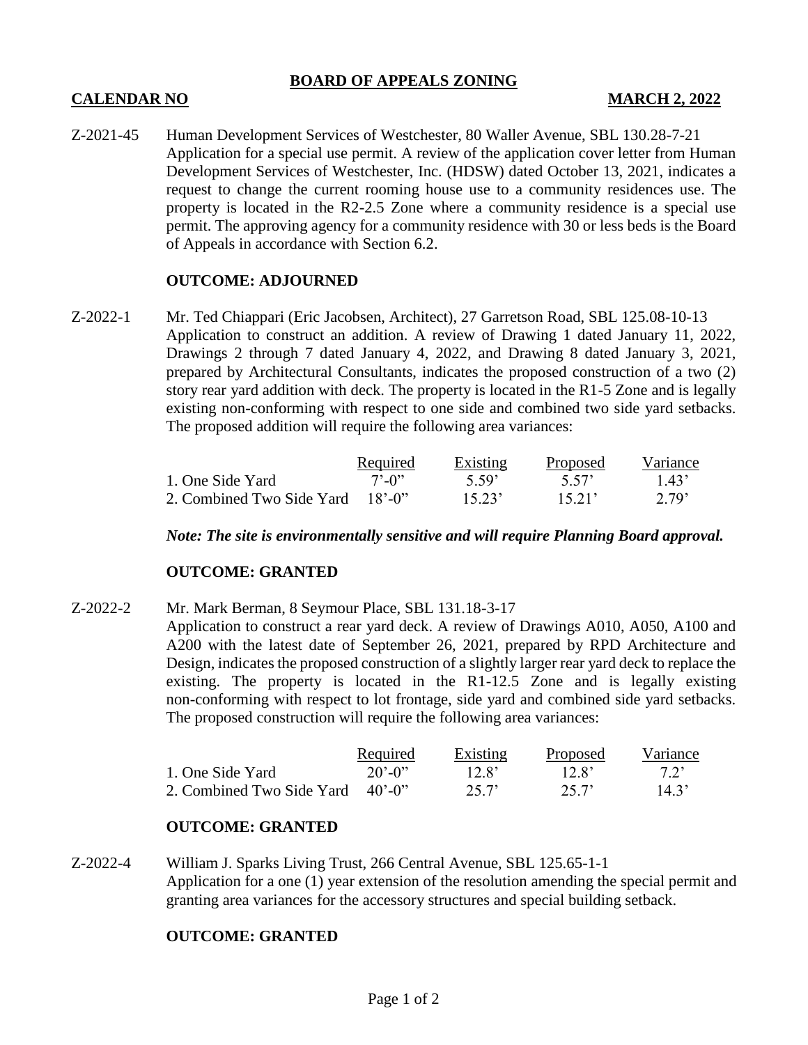**BOARD OF APPEALS ZONING**

**CALENDAR NO** **MARCH 2, 2022**

Z-2021-45 Human Development Services of Westchester, 80 Waller Avenue, SBL 130.28-7-21
Application for a special use permit. A review of the application cover letter from Human Development Services of Westchester, Inc. (HDSW) dated October 13, 2021, indicates a request to change the current rooming house use to a community residences use. The property is located in the R2-2.5 Zone where a community residence is a special use permit. The approving agency for a community residence with 30 or less beds is the Board of Appeals in accordance with Section 6.2.

**OUTCOME: ADJOURNED**

Z-2022-1 Mr. Ted Chiappari (Eric Jacobsen, Architect), 27 Garretson Road, SBL 125.08-10-13
Application to construct an addition. A review of Drawing 1 dated January 11, 2022, Drawings 2 through 7 dated January 4, 2022, and Drawing 8 dated January 3, 2021, prepared by Architectural Consultants, indicates the proposed construction of a two (2) story rear yard addition with deck. The property is located in the R1-5 Zone and is legally existing non-conforming with respect to one side and combined two side yard setbacks. The proposed addition will require the following area variances:

| | Required | Existing | Proposed | Variance |
|---|---|---|---|---|
| 1. One Side Yard | 7'-0" | 5.59' | 5.57' | 1.43' |
| 2. Combined Two Side Yard | 18'-0" | 15.23' | 15.21' | 2.79' |

***Note: The site is environmentally sensitive and will require Planning Board approval.***

**OUTCOME: GRANTED**

Z-2022-2 Mr. Mark Berman, 8 Seymour Place, SBL 131.18-3-17
Application to construct a rear yard deck. A review of Drawings A010, A050, A100 and A200 with the latest date of September 26, 2021, prepared by RPD Architecture and Design, indicates the proposed construction of a slightly larger rear yard deck to replace the existing. The property is located in the R1-12.5 Zone and is legally existing non-conforming with respect to lot frontage, side yard and combined side yard setbacks. The proposed construction will require the following area variances:

| | Required | Existing | Proposed | Variance |
|---|---|---|---|---|
| 1. One Side Yard | 20'-0" | 12.8' | 12.8' | 7.2' |
| 2. Combined Two Side Yard | 40'-0" | 25.7' | 25.7' | 14.3' |

**OUTCOME: GRANTED**

Z-2022-4 William J. Sparks Living Trust, 266 Central Avenue, SBL 125.65-1-1
Application for a one (1) year extension of the resolution amending the special permit and granting area variances for the accessory structures and special building setback.

**OUTCOME: GRANTED**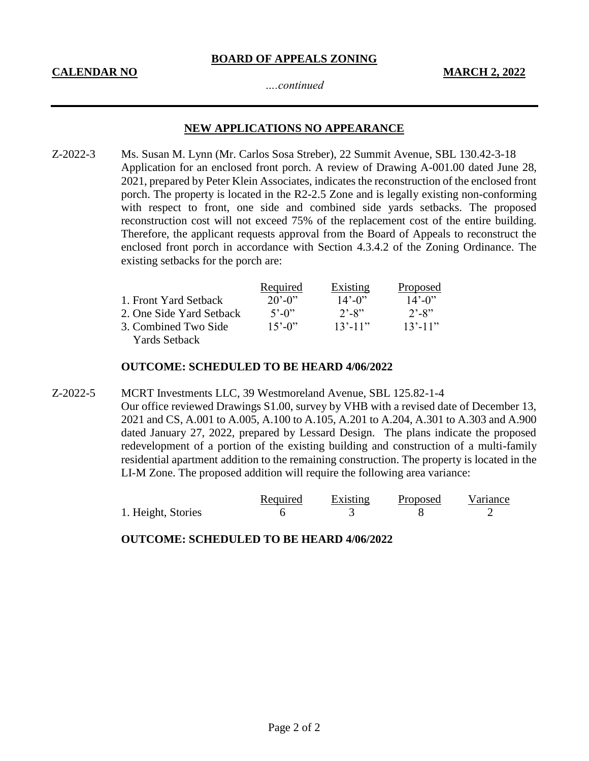**BOARD OF APPEALS ZONING**

**CALENDAR NO** **MARCH 2, 2022**

*….continued*

---

## NEW APPLICATIONS NO APPEARANCE

Z-2022-3 Ms. Susan M. Lynn (Mr. Carlos Sosa Streber), 22 Summit Avenue, SBL 130.42-3-18
Application for an enclosed front porch. A review of Drawing A-001.00 dated June 28, 2021, prepared by Peter Klein Associates, indicates the reconstruction of the enclosed front porch. The property is located in the R2-2.5 Zone and is legally existing non-conforming with respect to front, one side and combined side yards setbacks. The proposed reconstruction cost will not exceed 75% of the replacement cost of the entire building. Therefore, the applicant requests approval from the Board of Appeals to reconstruct the enclosed front porch in accordance with Section 4.3.4.2 of the Zoning Ordinance. The existing setbacks for the porch are:

| | Required | Existing | Proposed |
|---|---|---|---|
| 1. Front Yard Setback | 20'-0" | 14'-0" | 14'-0" |
| 2. One Side Yard Setback | 5'-0" | 2'-8" | 2'-8" |
| 3. Combined Two Side Yards Setback | 15'-0" | 13'-11" | 13'-11" |

**OUTCOME: SCHEDULED TO BE HEARD 4/06/2022**

Z-2022-5 MCRT Investments LLC, 39 Westmoreland Avenue, SBL 125.82-1-4
Our office reviewed Drawings S1.00, survey by VHB with a revised date of December 13, 2021 and CS, A.001 to A.005, A.100 to A.105, A.201 to A.204, A.301 to A.303 and A.900 dated January 27, 2022, prepared by Lessard Design. The plans indicate the proposed redevelopment of a portion of the existing building and construction of a multi-family residential apartment addition to the remaining construction. The property is located in the LI-M Zone. The proposed addition will require the following area variance:

| | Required | Existing | Proposed | Variance |
|---|---|---|---|---|
| 1. Height, Stories | 6 | 3 | 8 | 2 |

**OUTCOME: SCHEDULED TO BE HEARD 4/06/2022**